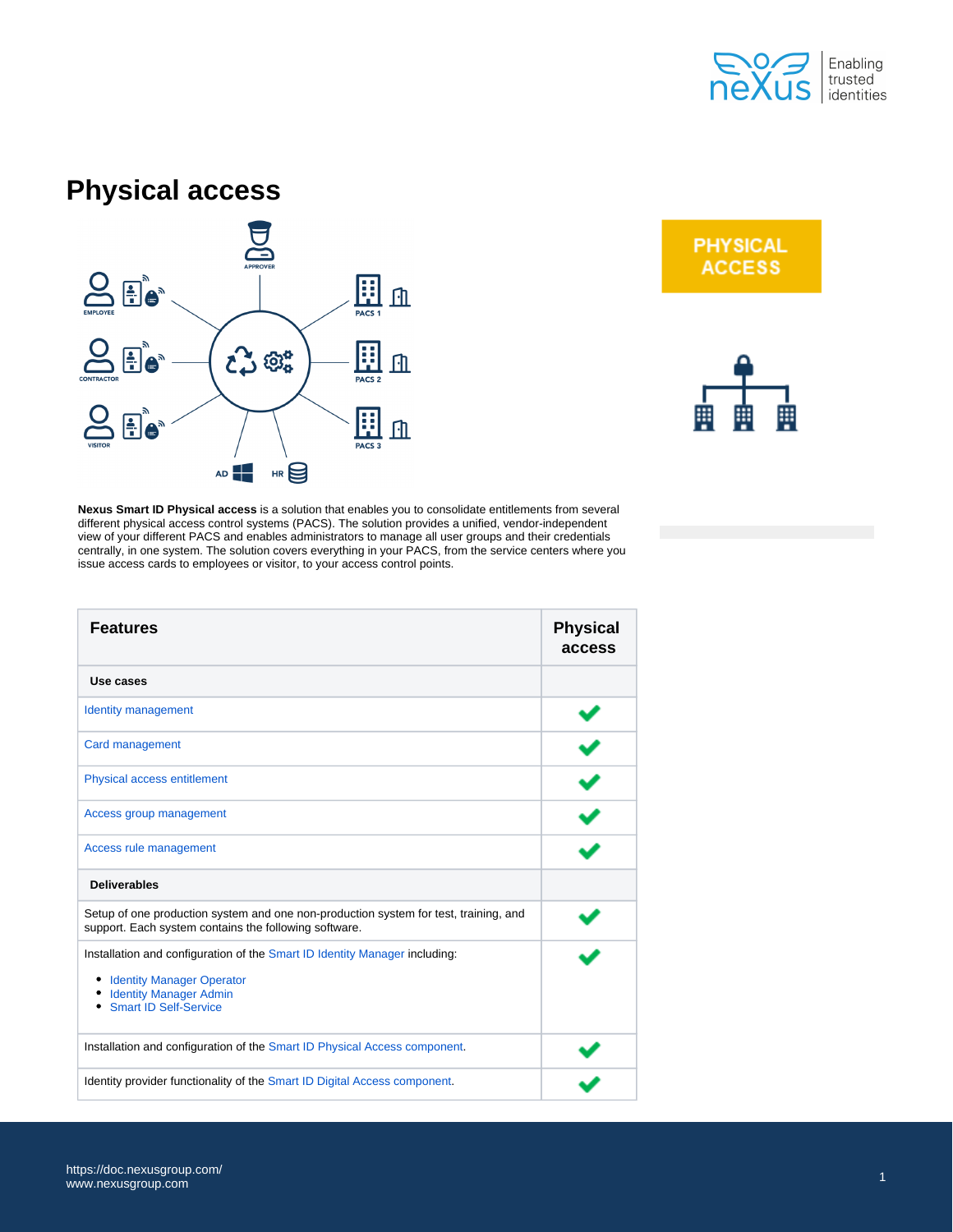# Physical access

**Nexus Smart ID Physical access** is a solution that enables you to consolidate entitlements from several different physical access control systems (PACS). The solution provides a unified, vendor-independent view of your different PACS and enables administrators to manage all user groups and their credentials centrally, in one system. The solution covers everything in your PACS, from the service centers where you issue access cards to employees or visitor, to your access control points.

| Features | Physical access |
|---|---|
| **Use cases** | |
| Identity management | ✔ |
| Card management | ✔ |
| Physical access entitlement | ✔ |
| Access group management | ✔ |
| Access rule management | ✔ |
| **Deliverables** | |
| Setup of one production system and one non-production system for test, training, and support. Each system contains the following software. | ✔ |
| Installation and configuration of the Smart ID Identity Manager including:<br>• Identity Manager Operator<br>• Identity Manager Admin<br>• Smart ID Self-Service | ✔ |
| Installation and configuration of the Smart ID Physical Access component. | ✔ |
| Identity provider functionality of the Smart ID Digital Access component. | ✔ |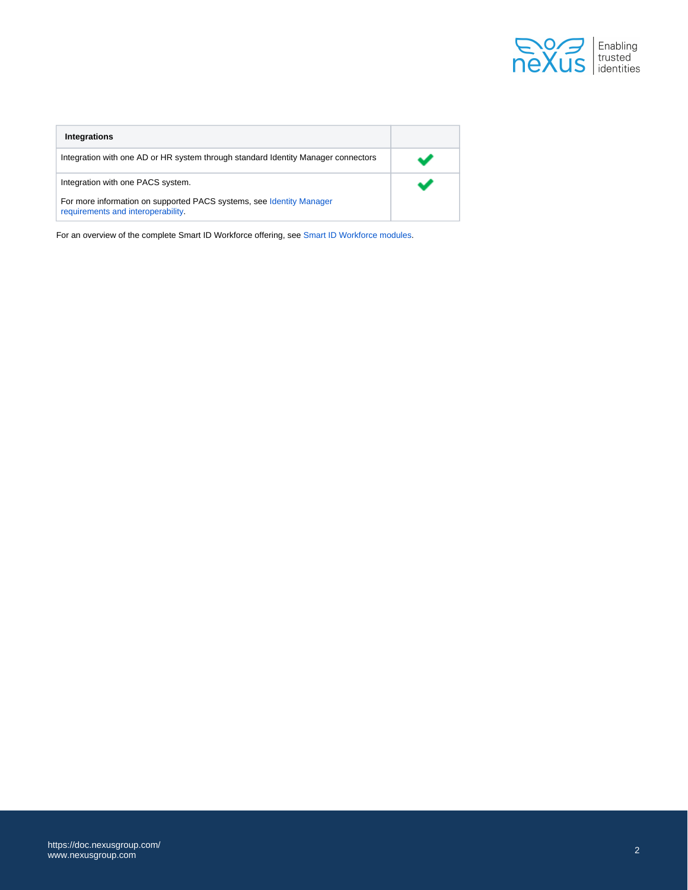| Integrations | |
|---|---|
| Integration with one AD or HR system through standard Identity Manager connectors | ✔ |
| Integration with one PACS system.<br><br>For more information on supported PACS systems, see Identity Manager requirements and interoperability. | ✔ |

For an overview of the complete Smart ID Workforce offering, see Smart ID Workforce modules.